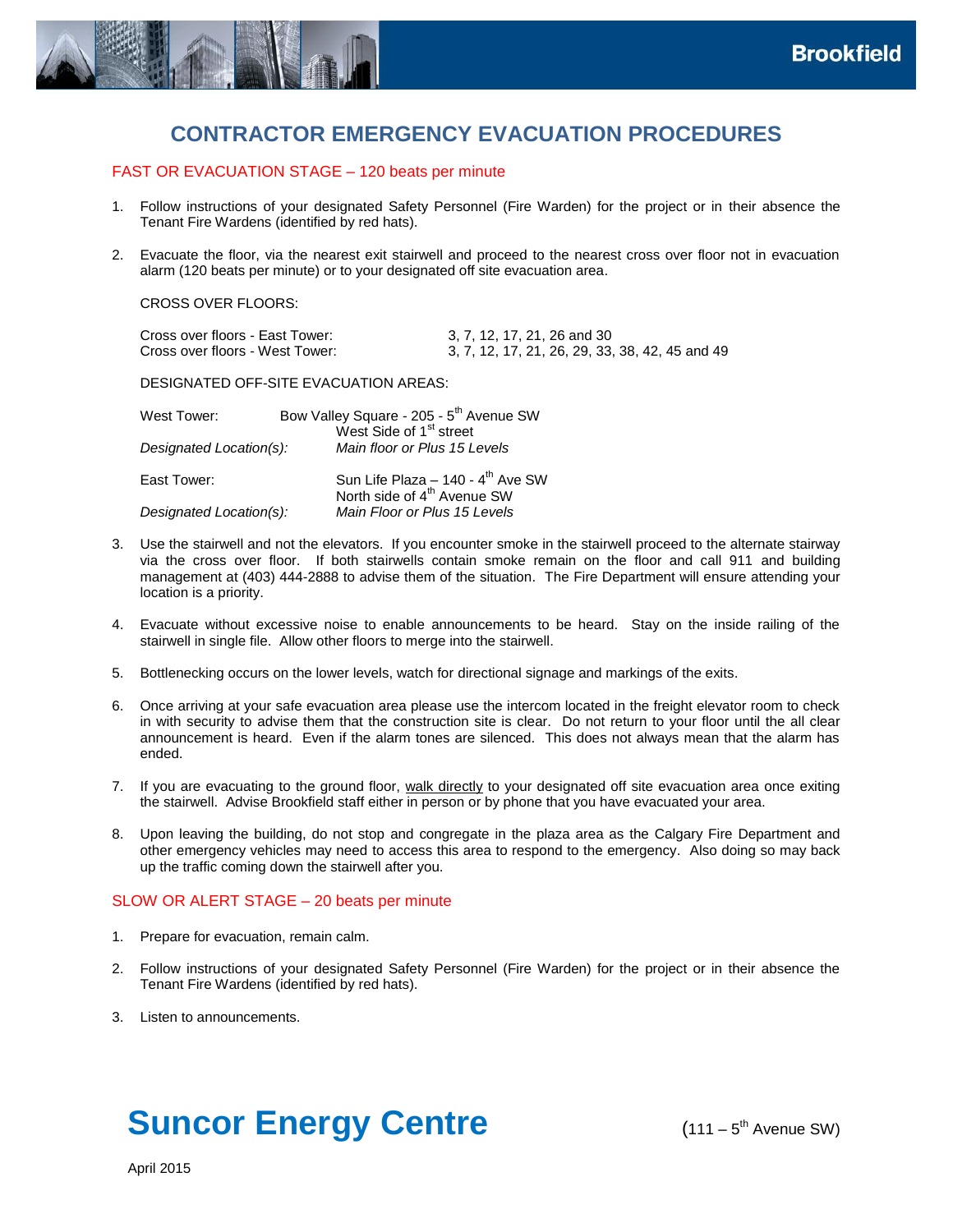Brookfield

# CONTRACTOR EMERGENCY EVACUATION PROCEDURES

## FAST OR EVACUATION STAGE – 120 beats per minute

1. Follow instructions of your designated Safety Personnel (Fire Warden) for the project or in their absence the Tenant Fire Wardens (identified by red hats).

2. Evacuate the floor, via the nearest exit stairwell and proceed to the nearest cross over floor not in evacuation alarm (120 beats per minute) or to your designated off site evacuation area.

   CROSS OVER FLOORS:

   | | |
   |---|---|
   | Cross over floors - East Tower: | 3, 7, 12, 17, 21, 26 and 30 |
   | Cross over floors - West Tower: | 3, 7, 12, 17, 21, 26, 29, 33, 38, 42, 45 and 49 |

   DESIGNATED OFF-SITE EVACUATION AREAS:

   | | |
   |---|---|
   | West Tower: | Bow Valley Square - 205 - 5th Avenue SW<br>West Side of 1st street |
   | *Designated Location(s):* | *Main floor or Plus 15 Levels* |
   | East Tower: | Sun Life Plaza – 140 - 4th Ave SW<br>North side of 4th Avenue SW |
   | *Designated Location(s):* | *Main Floor or Plus 15 Levels* |

3. Use the stairwell and not the elevators. If you encounter smoke in the stairwell proceed to the alternate stairway via the cross over floor. If both stairwells contain smoke remain on the floor and call 911 and building management at (403) 444-2888 to advise them of the situation. The Fire Department will ensure attending your location is a priority.

4. Evacuate without excessive noise to enable announcements to be heard. Stay on the inside railing of the stairwell in single file. Allow other floors to merge into the stairwell.

5. Bottlenecking occurs on the lower levels, watch for directional signage and markings of the exits.

6. Once arriving at your safe evacuation area please use the intercom located in the freight elevator room to check in with security to advise them that the construction site is clear. Do not return to your floor until the all clear announcement is heard. Even if the alarm tones are silenced. This does not always mean that the alarm has ended.

7. If you are evacuating to the ground floor, walk directly to your designated off site evacuation area once exiting the stairwell. Advise Brookfield staff either in person or by phone that you have evacuated your area.

8. Upon leaving the building, do not stop and congregate in the plaza area as the Calgary Fire Department and other emergency vehicles may need to access this area to respond to the emergency. Also doing so may back up the traffic coming down the stairwell after you.

## SLOW OR ALERT STAGE – 20 beats per minute

1. Prepare for evacuation, remain calm.

2. Follow instructions of your designated Safety Personnel (Fire Warden) for the project or in their absence the Tenant Fire Wardens (identified by red hats).

3. Listen to announcements.

# Suncor Energy Centre

(111 – 5th Avenue SW)

April 2015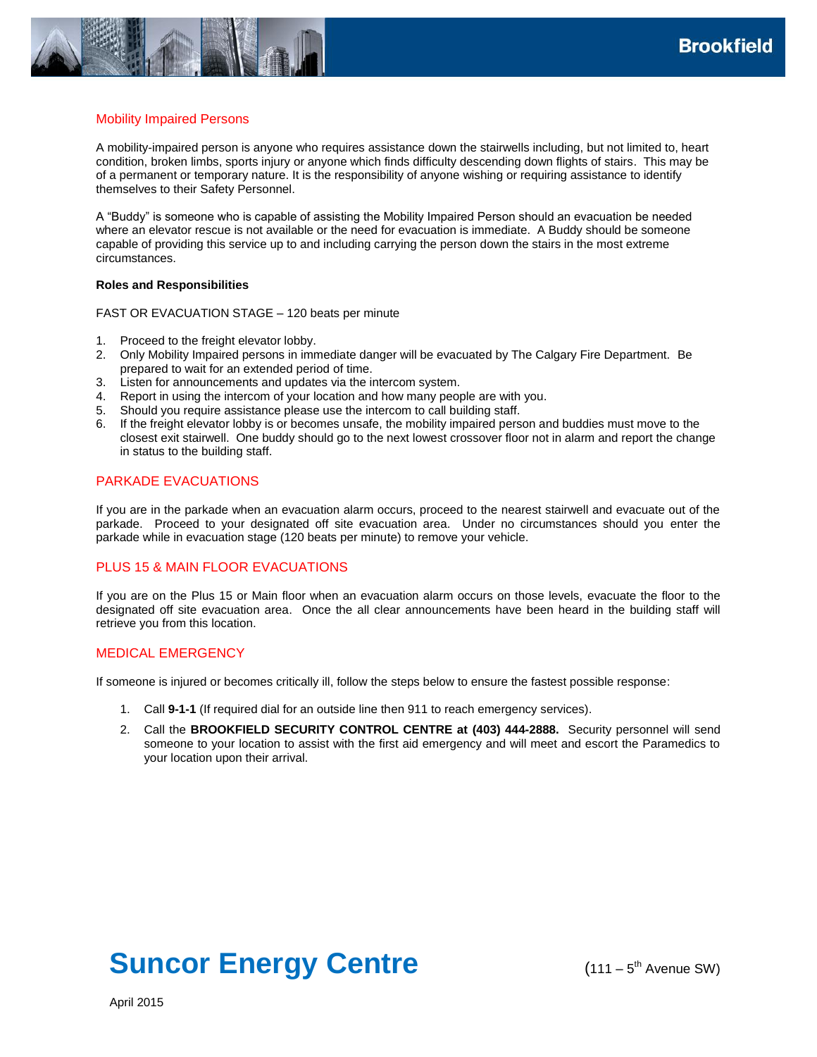## Mobility Impaired Persons

A mobility-impaired person is anyone who requires assistance down the stairwells including, but not limited to, heart condition, broken limbs, sports injury or anyone which finds difficulty descending down flights of stairs. This may be of a permanent or temporary nature. It is the responsibility of anyone wishing or requiring assistance to identify themselves to their Safety Personnel.

A "Buddy" is someone who is capable of assisting the Mobility Impaired Person should an evacuation be needed where an elevator rescue is not available or the need for evacuation is immediate. A Buddy should be someone capable of providing this service up to and including carrying the person down the stairs in the most extreme circumstances.

**Roles and Responsibilities**

FAST OR EVACUATION STAGE – 120 beats per minute

1. Proceed to the freight elevator lobby.
2. Only Mobility Impaired persons in immediate danger will be evacuated by The Calgary Fire Department. Be prepared to wait for an extended period of time.
3. Listen for announcements and updates via the intercom system.
4. Report in using the intercom of your location and how many people are with you.
5. Should you require assistance please use the intercom to call building staff.
6. If the freight elevator lobby is or becomes unsafe, the mobility impaired person and buddies must move to the closest exit stairwell. One buddy should go to the next lowest crossover floor not in alarm and report the change in status to the building staff.

## PARKADE EVACUATIONS

If you are in the parkade when an evacuation alarm occurs, proceed to the nearest stairwell and evacuate out of the parkade. Proceed to your designated off site evacuation area. Under no circumstances should you enter the parkade while in evacuation stage (120 beats per minute) to remove your vehicle.

## PLUS 15 & MAIN FLOOR EVACUATIONS

If you are on the Plus 15 or Main floor when an evacuation alarm occurs on those levels, evacuate the floor to the designated off site evacuation area. Once the all clear announcements have been heard in the building staff will retrieve you from this location.

## MEDICAL EMERGENCY

If someone is injured or becomes critically ill, follow the steps below to ensure the fastest possible response:

1. Call **9-1-1** (If required dial for an outside line then 911 to reach emergency services).
2. Call the **BROOKFIELD SECURITY CONTROL CENTRE at (403) 444-2888.** Security personnel will send someone to your location to assist with the first aid emergency and will meet and escort the Paramedics to your location upon their arrival.